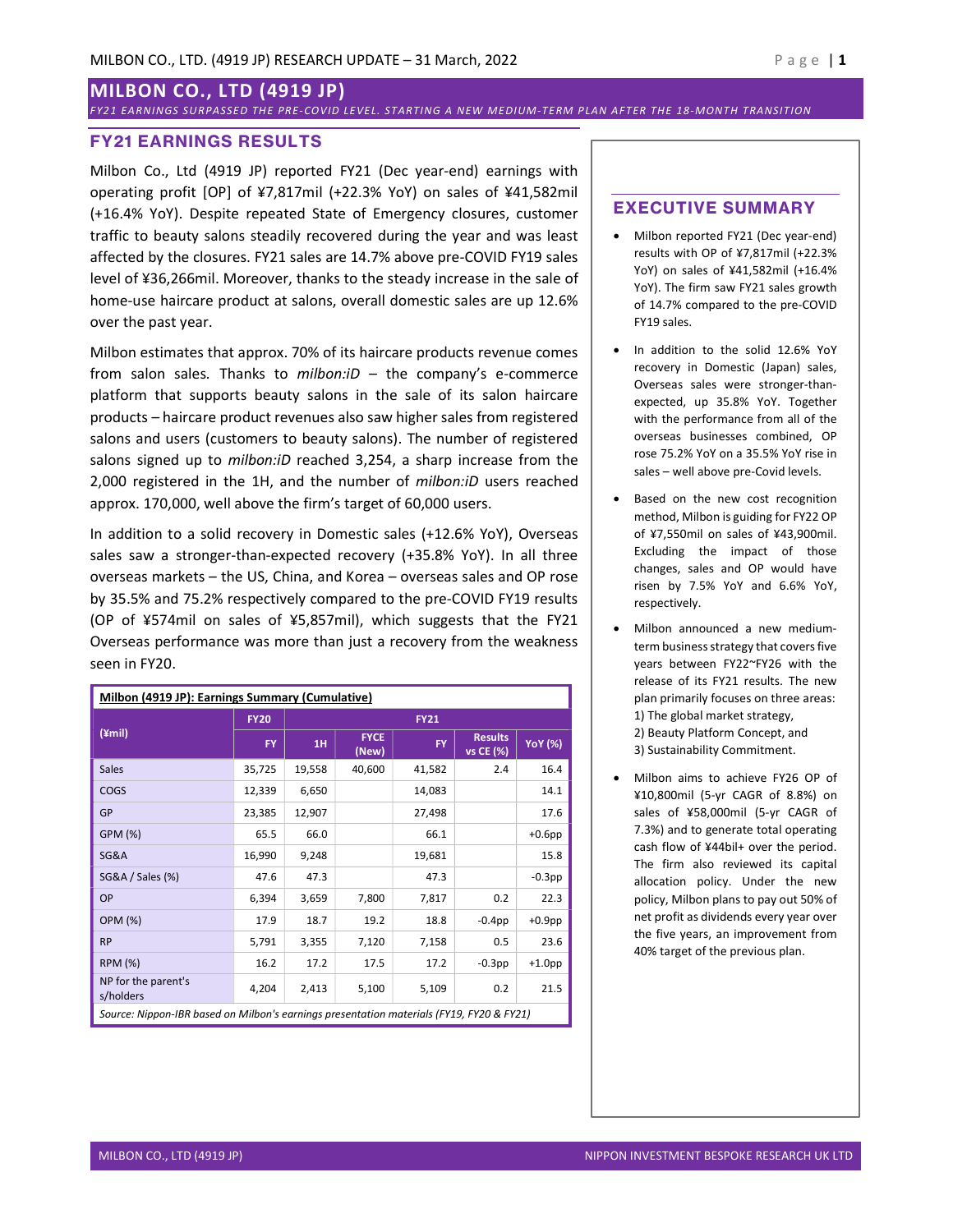# MILBON CO., LTD (4919 JP)

*FY21 EARNINGS SURPASSED THE PRE-COVID LEVEL. STARTING A NEW MEDIUM-TERM PLAN AFTER THE 18-MONTH TRANSITION*

## FY21 EARNINGS RESULTS

Milbon Co., Ltd (4919 JP) reported FY21 (Dec year-end) earnings with operating profit [OP] of ¥7,817mil (+22.3% YoY) on sales of ¥41,582mil (+16.4% YoY). Despite repeated State of Emergency closures, customer traffic to beauty salons steadily recovered during the year and was least affected by the closures. FY21 sales are 14.7% above pre-COVID FY19 sales level of ¥36,266mil. Moreover, thanks to the steady increase in the sale of home-use haircare product at salons, overall domestic sales are up 12.6% over the past year.

Milbon estimates that approx. 70% of its haircare products revenue comes from salon sales. Thanks to *milbon:iD* – the company's e-commerce platform that supports beauty salons in the sale of its salon haircare products – haircare product revenues also saw higher sales from registered salons and users (customers to beauty salons). The number of registered salons signed up to *milbon:iD* reached 3,254, a sharp increase from the 2,000 registered in the 1H, and the number of *milbon:iD* users reached approx. 170,000, well above the firm's target of 60,000 users.

In addition to a solid recovery in Domestic sales (+12.6% YoY), Overseas sales saw a stronger-than-expected recovery (+35.8% YoY). In all three overseas markets – the US, China, and Korea – overseas sales and OP rose by 35.5% and 75.2% respectively compared to the pre-COVID FY19 results (OP of ¥574mil on sales of ¥5,857mil), which suggests that the FY21 Overseas performance was more than just a recovery from the weakness seen in FY20.

**Milbon (4919 JP): Earnings Summary (Cumulative)**

| (¥mil) | FY20 | FY21 | | | | |
|---|---|---|---|---|---|---|
| | FY | 1H | FYCE (New) | FY | Results vs CE (%) | YoY (%) |
| Sales | 35,725 | 19,558 | 40,600 | 41,582 | 2.4 | 16.4 |
| COGS | 12,339 | 6,650 | | 14,083 | | 14.1 |
| GP | 23,385 | 12,907 | | 27,498 | | 17.6 |
| GPM (%) | 65.5 | 66.0 | | 66.1 | | +0.6pp |
| SG&A | 16,990 | 9,248 | | 19,681 | | 15.8 |
| SG&A / Sales (%) | 47.6 | 47.3 | | 47.3 | | -0.3pp |
| OP | 6,394 | 3,659 | 7,800 | 7,817 | 0.2 | 22.3 |
| OPM (%) | 17.9 | 18.7 | 19.2 | 18.8 | -0.4pp | +0.9pp |
| RP | 5,791 | 3,355 | 7,120 | 7,158 | 0.5 | 23.6 |
| RPM (%) | 16.2 | 17.2 | 17.5 | 17.2 | -0.3pp | +1.0pp |
| NP for the parent's s/holders | 4,204 | 2,413 | 5,100 | 5,109 | 0.2 | 21.5 |

*Source: Nippon-IBR based on Milbon's earnings presentation materials (FY19, FY20 & FY21)*

## EXECUTIVE SUMMARY

- Milbon reported FY21 (Dec year-end) results with OP of ¥7,817mil (+22.3% YoY) on sales of ¥41,582mil (+16.4% YoY). The firm saw FY21 sales growth of 14.7% compared to the pre-COVID FY19 sales.
- In addition to the solid 12.6% YoY recovery in Domestic (Japan) sales, Overseas sales were stronger-than-expected, up 35.8% YoY. Together with the performance from all of the overseas businesses combined, OP rose 75.2% YoY on a 35.5% YoY rise in sales – well above pre-Covid levels.
- Based on the new cost recognition method, Milbon is guiding for FY22 OP of ¥7,550mil on sales of ¥43,900mil. Excluding the impact of those changes, sales and OP would have risen by 7.5% YoY and 6.6% YoY, respectively.
- Milbon announced a new medium-term business strategy that covers five years between FY22~FY26 with the release of its FY21 results. The new plan primarily focuses on three areas:
  1) The global market strategy,
  2) Beauty Platform Concept, and
  3) Sustainability Commitment.
- Milbon aims to achieve FY26 OP of ¥10,800mil (5-yr CAGR of 8.8%) on sales of ¥58,000mil (5-yr CAGR of 7.3%) and to generate total operating cash flow of ¥44bil+ over the period. The firm also reviewed its capital allocation policy. Under the new policy, Milbon plans to pay out 50% of net profit as dividends every year over the five years, an improvement from 40% target of the previous plan.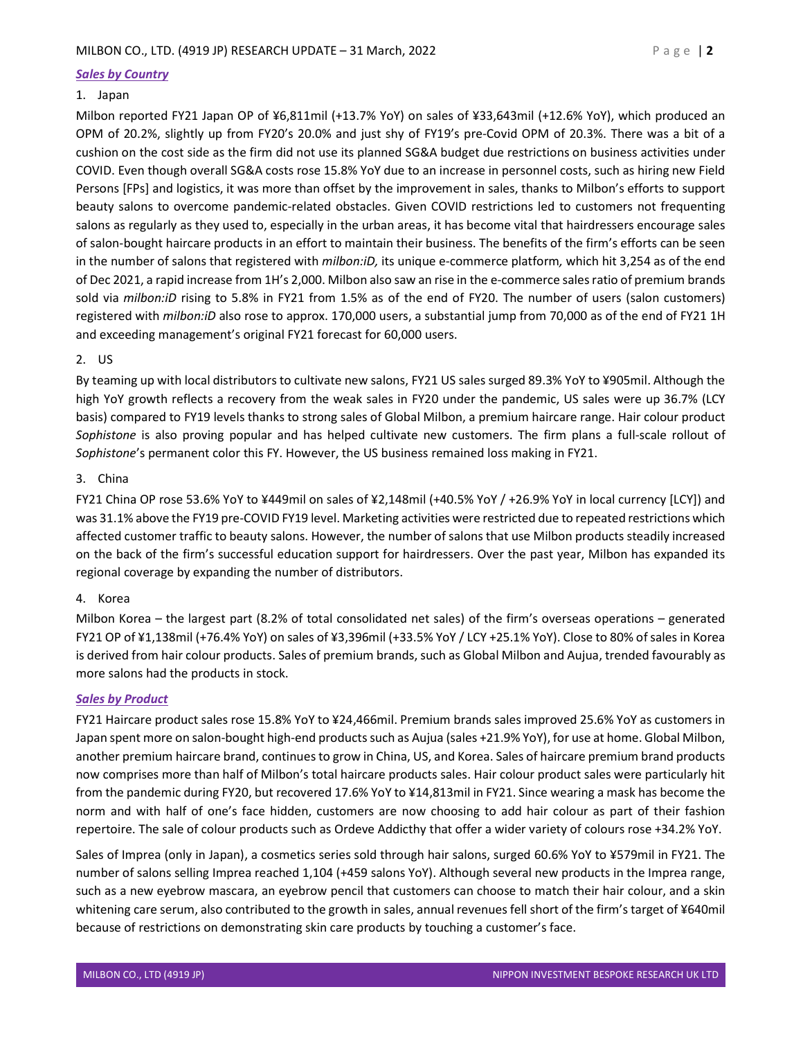## ***Sales by Country***

1. Japan

Milbon reported FY21 Japan OP of ¥6,811mil (+13.7% YoY) on sales of ¥33,643mil (+12.6% YoY), which produced an OPM of 20.2%, slightly up from FY20's 20.0% and just shy of FY19's pre-Covid OPM of 20.3%. There was a bit of a cushion on the cost side as the firm did not use its planned SG&A budget due restrictions on business activities under COVID. Even though overall SG&A costs rose 15.8% YoY due to an increase in personnel costs, such as hiring new Field Persons [FPs] and logistics, it was more than offset by the improvement in sales, thanks to Milbon's efforts to support beauty salons to overcome pandemic-related obstacles. Given COVID restrictions led to customers not frequenting salons as regularly as they used to, especially in the urban areas, it has become vital that hairdressers encourage sales of salon-bought haircare products in an effort to maintain their business. The benefits of the firm's efforts can be seen in the number of salons that registered with *milbon:iD,* its unique e-commerce platform*,* which hit 3,254 as of the end of Dec 2021, a rapid increase from 1H's 2,000. Milbon also saw an rise in the e-commerce sales ratio of premium brands sold via *milbon:iD* rising to 5.8% in FY21 from 1.5% as of the end of FY20. The number of users (salon customers) registered with *milbon:iD* also rose to approx. 170,000 users, a substantial jump from 70,000 as of the end of FY21 1H and exceeding management's original FY21 forecast for 60,000 users.

2. US

By teaming up with local distributors to cultivate new salons, FY21 US sales surged 89.3% YoY to ¥905mil. Although the high YoY growth reflects a recovery from the weak sales in FY20 under the pandemic, US sales were up 36.7% (LCY basis) compared to FY19 levels thanks to strong sales of Global Milbon, a premium haircare range. Hair colour product *Sophistone* is also proving popular and has helped cultivate new customers. The firm plans a full-scale rollout of *Sophistone*'s permanent color this FY. However, the US business remained loss making in FY21.

3. China

FY21 China OP rose 53.6% YoY to ¥449mil on sales of ¥2,148mil (+40.5% YoY / +26.9% YoY in local currency [LCY]) and was 31.1% above the FY19 pre-COVID FY19 level. Marketing activities were restricted due to repeated restrictions which affected customer traffic to beauty salons. However, the number of salons that use Milbon products steadily increased on the back of the firm's successful education support for hairdressers. Over the past year, Milbon has expanded its regional coverage by expanding the number of distributors.

4. Korea

Milbon Korea – the largest part (8.2% of total consolidated net sales) of the firm's overseas operations – generated FY21 OP of ¥1,138mil (+76.4% YoY) on sales of ¥3,396mil (+33.5% YoY / LCY +25.1% YoY). Close to 80% of sales in Korea is derived from hair colour products. Sales of premium brands, such as Global Milbon and Aujua, trended favourably as more salons had the products in stock.

## ***Sales by Product***

FY21 Haircare product sales rose 15.8% YoY to ¥24,466mil. Premium brands sales improved 25.6% YoY as customers in Japan spent more on salon-bought high-end products such as Aujua (sales +21.9% YoY), for use at home. Global Milbon, another premium haircare brand, continues to grow in China, US, and Korea. Sales of haircare premium brand products now comprises more than half of Milbon's total haircare products sales. Hair colour product sales were particularly hit from the pandemic during FY20, but recovered 17.6% YoY to ¥14,813mil in FY21. Since wearing a mask has become the norm and with half of one's face hidden, customers are now choosing to add hair colour as part of their fashion repertoire. The sale of colour products such as Ordeve Addicthy that offer a wider variety of colours rose +34.2% YoY.

Sales of Imprea (only in Japan), a cosmetics series sold through hair salons, surged 60.6% YoY to ¥579mil in FY21. The number of salons selling Imprea reached 1,104 (+459 salons YoY). Although several new products in the Imprea range, such as a new eyebrow mascara, an eyebrow pencil that customers can choose to match their hair colour, and a skin whitening care serum, also contributed to the growth in sales, annual revenues fell short of the firm's target of ¥640mil because of restrictions on demonstrating skin care products by touching a customer's face.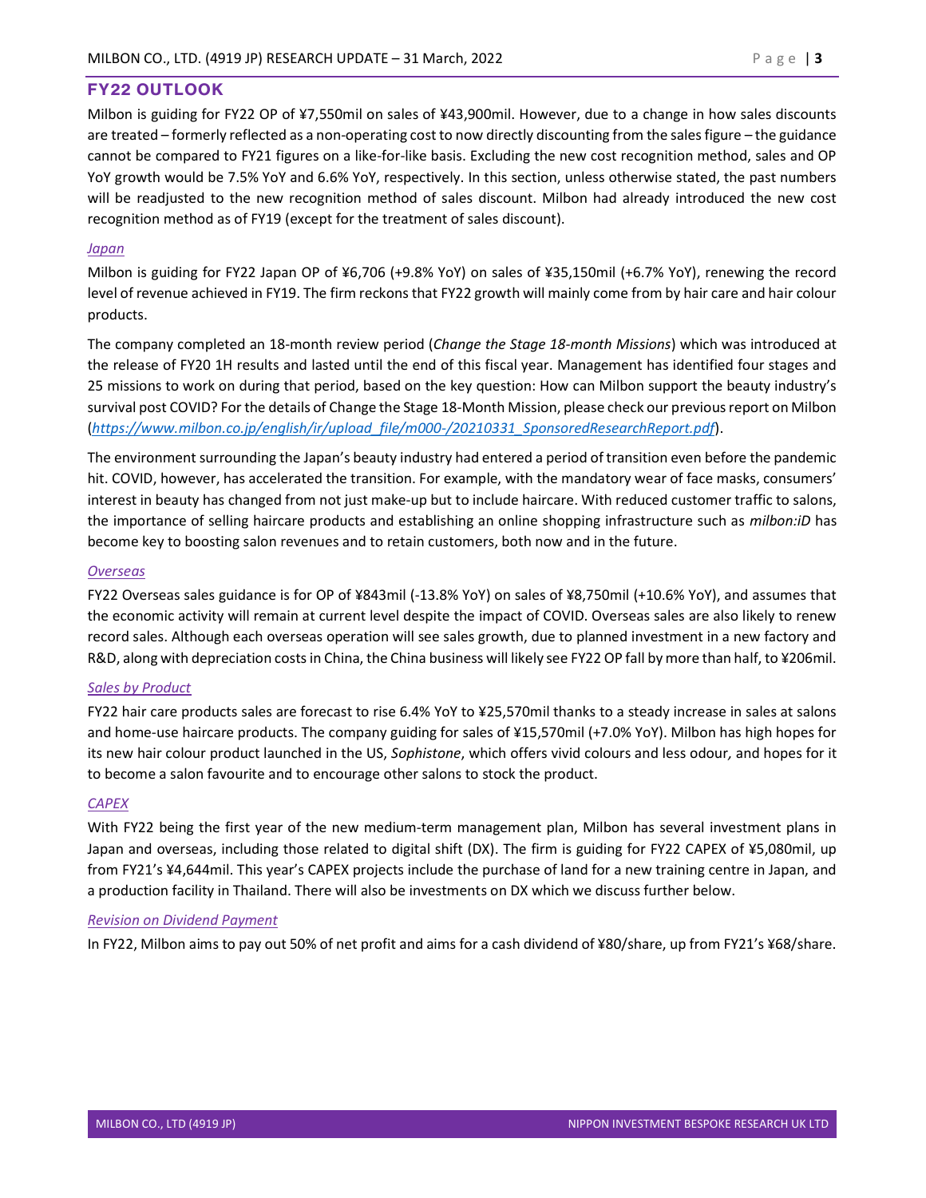## FY22 OUTLOOK

Milbon is guiding for FY22 OP of ¥7,550mil on sales of ¥43,900mil. However, due to a change in how sales discounts are treated – formerly reflected as a non-operating cost to now directly discounting from the sales figure – the guidance cannot be compared to FY21 figures on a like-for-like basis. Excluding the new cost recognition method, sales and OP YoY growth would be 7.5% YoY and 6.6% YoY, respectively. In this section, unless otherwise stated, the past numbers will be readjusted to the new recognition method of sales discount. Milbon had already introduced the new cost recognition method as of FY19 (except for the treatment of sales discount).

### *Japan*

Milbon is guiding for FY22 Japan OP of ¥6,706 (+9.8% YoY) on sales of ¥35,150mil (+6.7% YoY), renewing the record level of revenue achieved in FY19. The firm reckons that FY22 growth will mainly come from by hair care and hair colour products.

The company completed an 18-month review period (*Change the Stage 18-month Missions*) which was introduced at the release of FY20 1H results and lasted until the end of this fiscal year. Management has identified four stages and 25 missions to work on during that period, based on the key question: How can Milbon support the beauty industry's survival post COVID? For the details of Change the Stage 18-Month Mission, please check our previous report on Milbon (*https://www.milbon.co.jp/english/ir/upload_file/m000-/20210331_SponsoredResearchReport.pdf*).

The environment surrounding the Japan's beauty industry had entered a period of transition even before the pandemic hit. COVID, however, has accelerated the transition. For example, with the mandatory wear of face masks, consumers' interest in beauty has changed from not just make-up but to include haircare. With reduced customer traffic to salons, the importance of selling haircare products and establishing an online shopping infrastructure such as *milbon:iD* has become key to boosting salon revenues and to retain customers, both now and in the future.

### *Overseas*

FY22 Overseas sales guidance is for OP of ¥843mil (-13.8% YoY) on sales of ¥8,750mil (+10.6% YoY), and assumes that the economic activity will remain at current level despite the impact of COVID. Overseas sales are also likely to renew record sales. Although each overseas operation will see sales growth, due to planned investment in a new factory and R&D, along with depreciation costs in China, the China business will likely see FY22 OP fall by more than half, to ¥206mil.

### *Sales by Product*

FY22 hair care products sales are forecast to rise 6.4% YoY to ¥25,570mil thanks to a steady increase in sales at salons and home-use haircare products. The company guiding for sales of ¥15,570mil (+7.0% YoY). Milbon has high hopes for its new hair colour product launched in the US, *Sophistone*, which offers vivid colours and less odour, and hopes for it to become a salon favourite and to encourage other salons to stock the product.

### *CAPEX*

With FY22 being the first year of the new medium-term management plan, Milbon has several investment plans in Japan and overseas, including those related to digital shift (DX). The firm is guiding for FY22 CAPEX of ¥5,080mil, up from FY21's ¥4,644mil. This year's CAPEX projects include the purchase of land for a new training centre in Japan, and a production facility in Thailand. There will also be investments on DX which we discuss further below.

### *Revision on Dividend Payment*

In FY22, Milbon aims to pay out 50% of net profit and aims for a cash dividend of ¥80/share, up from FY21's ¥68/share.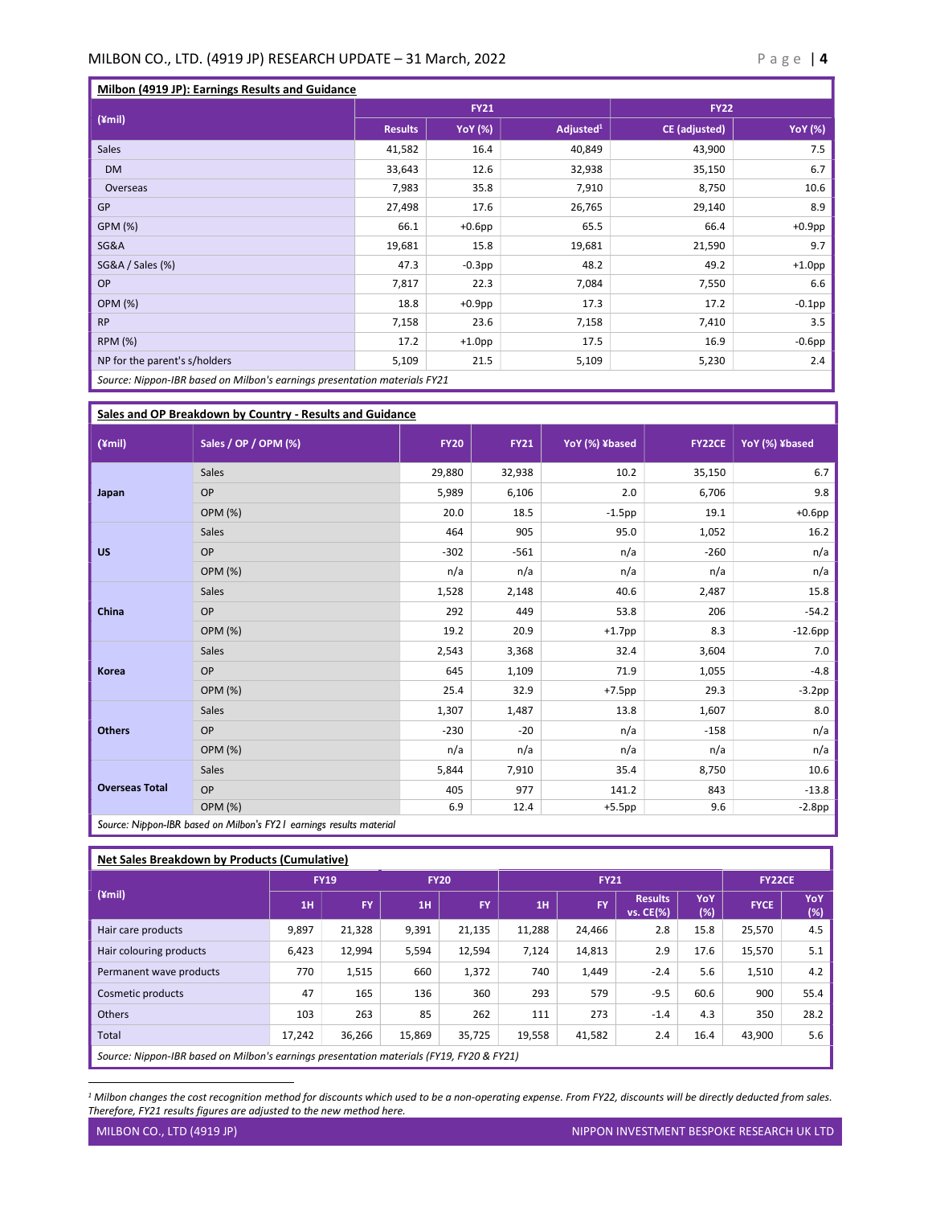**Milbon (4919 JP): Earnings Results and Guidance**

| (¥mil) | FY21 | | | FY22 | |
|---|---|---|---|---|---|
| | Results | YoY (%) | Adjusted[1] | CE (adjusted) | YoY (%) |
| Sales | 41,582 | 16.4 | 40,849 | 43,900 | 7.5 |
| DM | 33,643 | 12.6 | 32,938 | 35,150 | 6.7 |
| Overseas | 7,983 | 35.8 | 7,910 | 8,750 | 10.6 |
| GP | 27,498 | 17.6 | 26,765 | 29,140 | 8.9 |
| GPM (%) | 66.1 | +0.6pp | 65.5 | 66.4 | +0.9pp |
| SG&A | 19,681 | 15.8 | 19,681 | 21,590 | 9.7 |
| SG&A / Sales (%) | 47.3 | -0.3pp | 48.2 | 49.2 | +1.0pp |
| OP | 7,817 | 22.3 | 7,084 | 7,550 | 6.6 |
| OPM (%) | 18.8 | +0.9pp | 17.3 | 17.2 | -0.1pp |
| RP | 7,158 | 23.6 | 7,158 | 7,410 | 3.5 |
| RPM (%) | 17.2 | +1.0pp | 17.5 | 16.9 | -0.6pp |
| NP for the parent's s/holders | 5,109 | 21.5 | 5,109 | 5,230 | 2.4 |

*Source: Nippon-IBR based on Milbon's earnings presentation materials FY21*

**Sales and OP Breakdown by Country - Results and Guidance**

| (¥mil) | Sales / OP / OPM (%) | FY20 | FY21 | YoY (%) ¥based | FY22CE | YoY (%) ¥based |
|---|---|---|---|---|---|---|
| Japan | Sales | 29,880 | 32,938 | 10.2 | 35,150 | 6.7 |
| | OP | 5,989 | 6,106 | 2.0 | 6,706 | 9.8 |
| | OPM (%) | 20.0 | 18.5 | -1.5pp | 19.1 | +0.6pp |
| US | Sales | 464 | 905 | 95.0 | 1,052 | 16.2 |
| | OP | -302 | -561 | n/a | -260 | n/a |
| | OPM (%) | n/a | n/a | n/a | n/a | n/a |
| China | Sales | 1,528 | 2,148 | 40.6 | 2,487 | 15.8 |
| | OP | 292 | 449 | 53.8 | 206 | -54.2 |
| | OPM (%) | 19.2 | 20.9 | +1.7pp | 8.3 | -12.6pp |
| Korea | Sales | 2,543 | 3,368 | 32.4 | 3,604 | 7.0 |
| | OP | 645 | 1,109 | 71.9 | 1,055 | -4.8 |
| | OPM (%) | 25.4 | 32.9 | +7.5pp | 29.3 | -3.2pp |
| Others | Sales | 1,307 | 1,487 | 13.8 | 1,607 | 8.0 |
| | OP | -230 | -20 | n/a | -158 | n/a |
| | OPM (%) | n/a | n/a | n/a | n/a | n/a |
| Overseas Total | Sales | 5,844 | 7,910 | 35.4 | 8,750 | 10.6 |
| | OP | 405 | 977 | 141.2 | 843 | -13.8 |
| | OPM (%) | 6.9 | 12.4 | +5.5pp | 9.6 | -2.8pp |

*Source: Nippon-IBR based on Milbon's FY21 earnings results material*

**Net Sales Breakdown by Products (Cumulative)**

| (¥mil) | FY19 | | FY20 | | FY21 | | | | FY22CE | |
|---|---|---|---|---|---|---|---|---|---|---|
| | 1H | FY | 1H | FY | 1H | FY | Results vs. CE(%) | YoY (%) | FYCE | YoY (%) |
| Hair care products | 9,897 | 21,328 | 9,391 | 21,135 | 11,288 | 24,466 | 2.8 | 15.8 | 25,570 | 4.5 |
| Hair colouring products | 6,423 | 12,994 | 5,594 | 12,594 | 7,124 | 14,813 | 2.9 | 17.6 | 15,570 | 5.1 |
| Permanent wave products | 770 | 1,515 | 660 | 1,372 | 740 | 1,449 | -2.4 | 5.6 | 1,510 | 4.2 |
| Cosmetic products | 47 | 165 | 136 | 360 | 293 | 579 | -9.5 | 60.6 | 900 | 55.4 |
| Others | 103 | 263 | 85 | 262 | 111 | 273 | -1.4 | 4.3 | 350 | 28.2 |
| Total | 17,242 | 36,266 | 15,869 | 35,725 | 19,558 | 41,582 | 2.4 | 16.4 | 43,900 | 5.6 |

*Source: Nippon-IBR based on Milbon's earnings presentation materials (FY19, FY20 & FY21)*

---

*[1] Milbon changes the cost recognition method for discounts which used to be a non-operating expense. From FY22, discounts will be directly deducted from sales. Therefore, FY21 results figures are adjusted to the new method here.*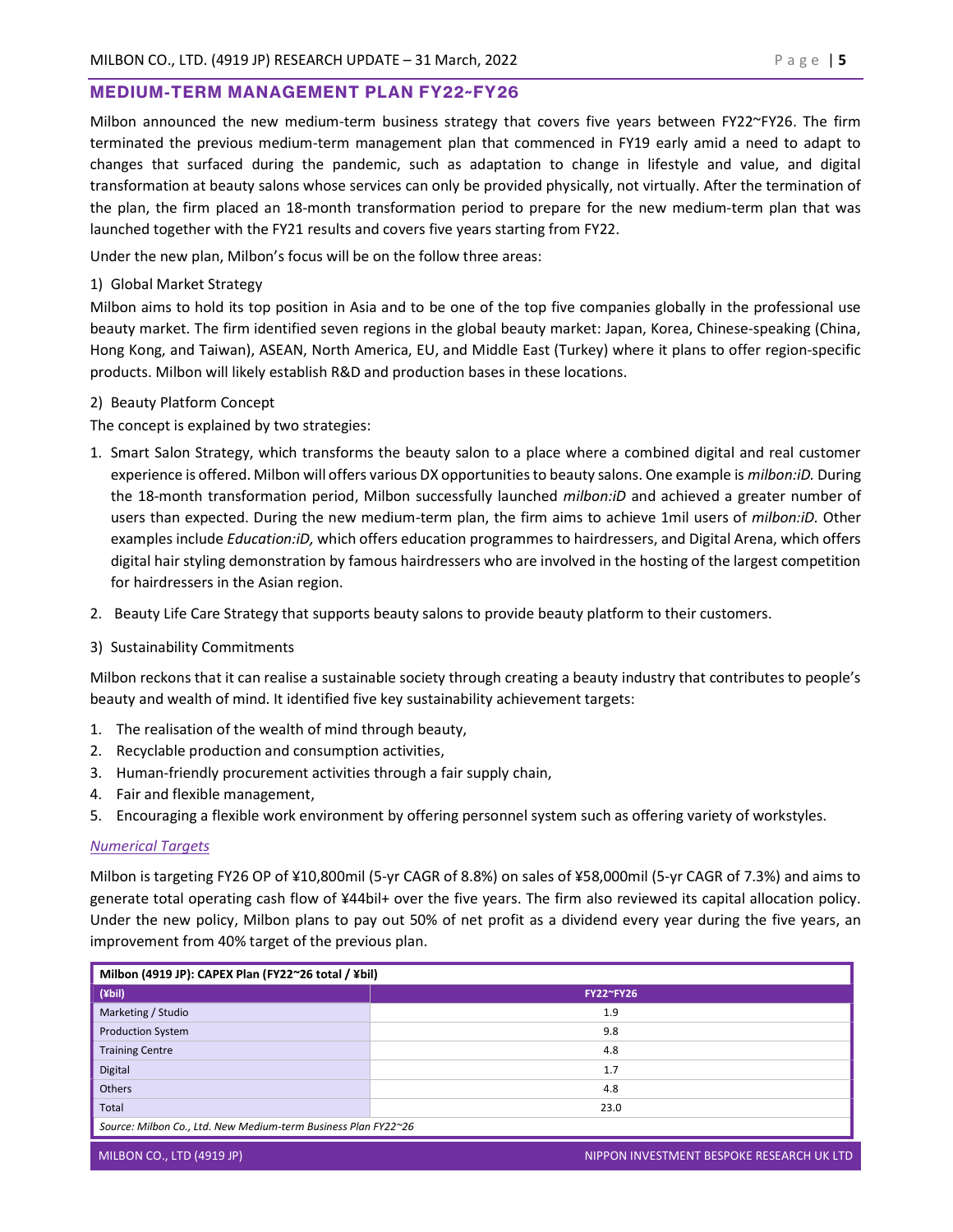## MEDIUM-TERM MANAGEMENT PLAN FY22~FY26

Milbon announced the new medium-term business strategy that covers five years between FY22~FY26. The firm terminated the previous medium-term management plan that commenced in FY19 early amid a need to adapt to changes that surfaced during the pandemic, such as adaptation to change in lifestyle and value, and digital transformation at beauty salons whose services can only be provided physically, not virtually. After the termination of the plan, the firm placed an 18-month transformation period to prepare for the new medium-term plan that was launched together with the FY21 results and covers five years starting from FY22.

Under the new plan, Milbon's focus will be on the follow three areas:

1) Global Market Strategy

Milbon aims to hold its top position in Asia and to be one of the top five companies globally in the professional use beauty market. The firm identified seven regions in the global beauty market: Japan, Korea, Chinese-speaking (China, Hong Kong, and Taiwan), ASEAN, North America, EU, and Middle East (Turkey) where it plans to offer region-specific products. Milbon will likely establish R&D and production bases in these locations.

2) Beauty Platform Concept

The concept is explained by two strategies:

1. Smart Salon Strategy, which transforms the beauty salon to a place where a combined digital and real customer experience is offered. Milbon will offers various DX opportunities to beauty salons. One example is *milbon:iD.* During the 18-month transformation period, Milbon successfully launched *milbon:iD* and achieved a greater number of users than expected. During the new medium-term plan, the firm aims to achieve 1mil users of *milbon:iD.* Other examples include *Education:iD,* which offers education programmes to hairdressers, and Digital Arena, which offers digital hair styling demonstration by famous hairdressers who are involved in the hosting of the largest competition for hairdressers in the Asian region.
2. Beauty Life Care Strategy that supports beauty salons to provide beauty platform to their customers.

3) Sustainability Commitments

Milbon reckons that it can realise a sustainable society through creating a beauty industry that contributes to people's beauty and wealth of mind. It identified five key sustainability achievement targets:

1. The realisation of the wealth of mind through beauty,
2. Recyclable production and consumption activities,
3. Human-friendly procurement activities through a fair supply chain,
4. Fair and flexible management,
5. Encouraging a flexible work environment by offering personnel system such as offering variety of workstyles.

### *Numerical Targets*

Milbon is targeting FY26 OP of ¥10,800mil (5-yr CAGR of 8.8%) on sales of ¥58,000mil (5-yr CAGR of 7.3%) and aims to generate total operating cash flow of ¥44bil+ over the five years. The firm also reviewed its capital allocation policy. Under the new policy, Milbon plans to pay out 50% of net profit as a dividend every year during the five years, an improvement from 40% target of the previous plan.

**Milbon (4919 JP): CAPEX Plan (FY22~26 total / ¥bil)**

| (¥bil) | FY22~FY26 |
|---|---|
| Marketing / Studio | 1.9 |
| Production System | 9.8 |
| Training Centre | 4.8 |
| Digital | 1.7 |
| Others | 4.8 |
| Total | 23.0 |

*Source: Milbon Co., Ltd. New Medium-term Business Plan FY22~26*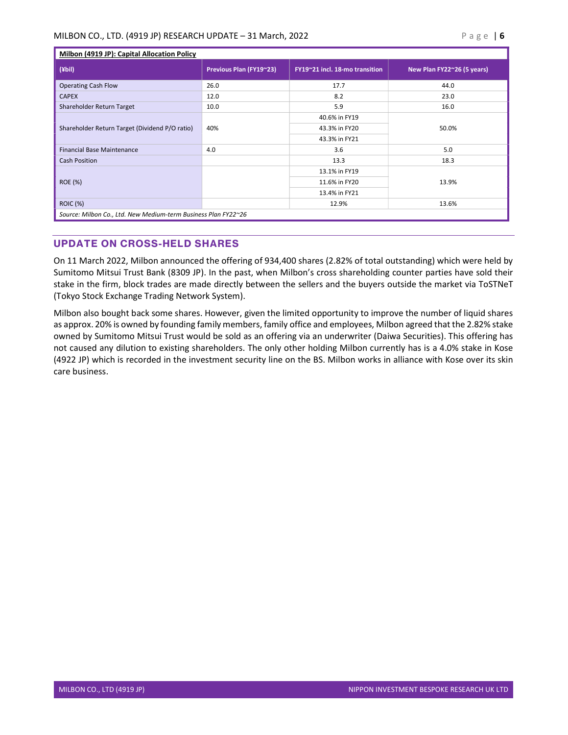**Milbon (4919 JP): Capital Allocation Policy**

| (¥bil) | Previous Plan (FY19~23) | FY19~21 incl. 18-mo transition | New Plan FY22~26 (5 years) |
|---|---|---|---|
| Operating Cash Flow | 26.0 | 17.7 | 44.0 |
| CAPEX | 12.0 | 8.2 | 23.0 |
| Shareholder Return Target | 10.0 | 5.9 | 16.0 |
| Shareholder Return Target (Dividend P/O ratio) | 40% | 40.6% in FY19 | 50.0% |
| | | 43.3% in FY20 | |
| | | 43.3% in FY21 | |
| Financial Base Maintenance | 4.0 | 3.6 | 5.0 |
| Cash Position | | 13.3 | 18.3 |
| ROE (%) | | 13.1% in FY19 | 13.9% |
| | | 11.6% in FY20 | |
| | | 13.4% in FY21 | |
| ROIC (%) | | 12.9% | 13.6% |

*Source: Milbon Co., Ltd. New Medium-term Business Plan FY22~26*

## UPDATE ON CROSS-HELD SHARES

On 11 March 2022, Milbon announced the offering of 934,400 shares (2.82% of total outstanding) which were held by Sumitomo Mitsui Trust Bank (8309 JP). In the past, when Milbon's cross shareholding counter parties have sold their stake in the firm, block trades are made directly between the sellers and the buyers outside the market via ToSTNeT (Tokyo Stock Exchange Trading Network System).

Milbon also bought back some shares. However, given the limited opportunity to improve the number of liquid shares as approx. 20% is owned by founding family members, family office and employees, Milbon agreed that the 2.82% stake owned by Sumitomo Mitsui Trust would be sold as an offering via an underwriter (Daiwa Securities). This offering has not caused any dilution to existing shareholders. The only other holding Milbon currently has is a 4.0% stake in Kose (4922 JP) which is recorded in the investment security line on the BS. Milbon works in alliance with Kose over its skin care business.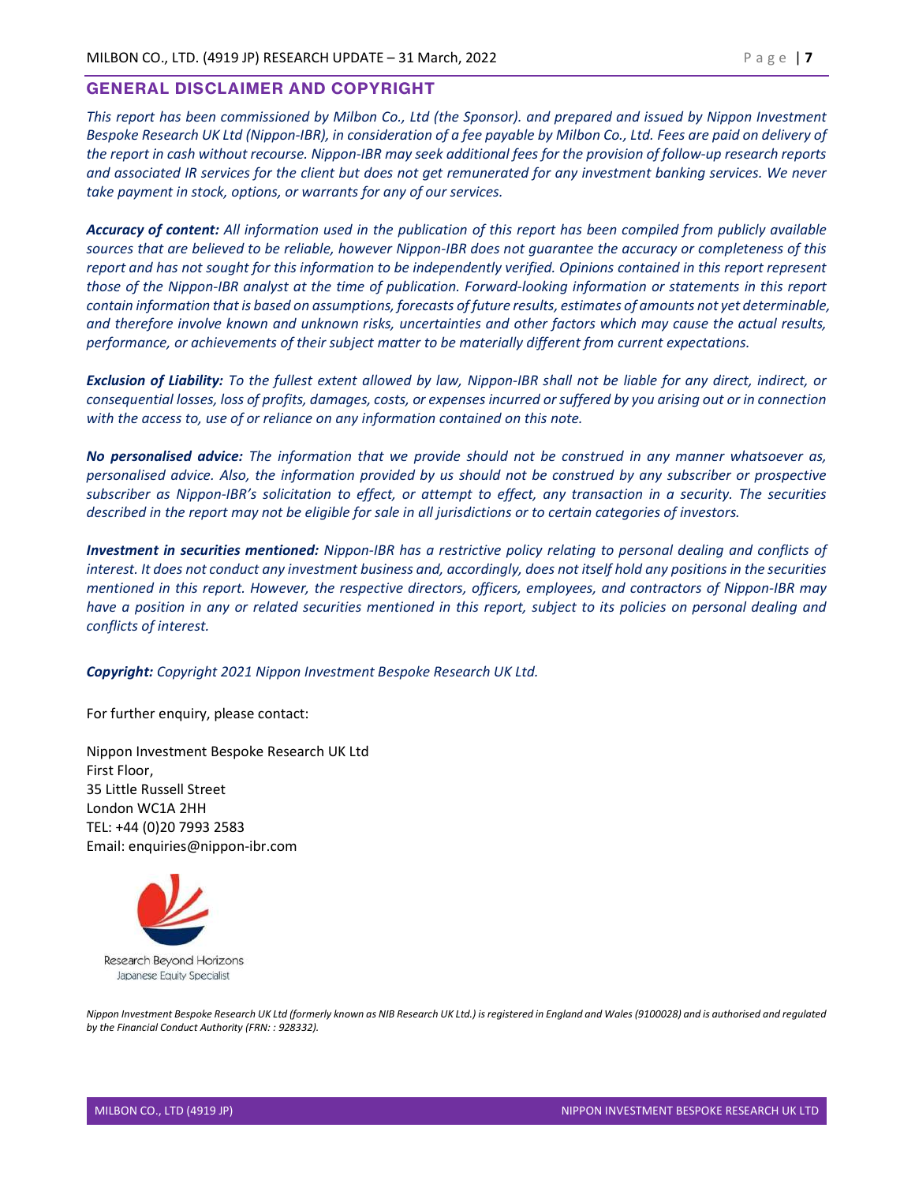## GENERAL DISCLAIMER AND COPYRIGHT

*This report has been commissioned by Milbon Co., Ltd (the Sponsor). and prepared and issued by Nippon Investment Bespoke Research UK Ltd (Nippon-IBR), in consideration of a fee payable by Milbon Co., Ltd. Fees are paid on delivery of the report in cash without recourse. Nippon-IBR may seek additional fees for the provision of follow-up research reports and associated IR services for the client but does not get remunerated for any investment banking services. We never take payment in stock, options, or warrants for any of our services.*

***Accuracy of content:*** *All information used in the publication of this report has been compiled from publicly available sources that are believed to be reliable, however Nippon-IBR does not guarantee the accuracy or completeness of this report and has not sought for this information to be independently verified. Opinions contained in this report represent those of the Nippon-IBR analyst at the time of publication. Forward-looking information or statements in this report contain information that is based on assumptions, forecasts of future results, estimates of amounts not yet determinable, and therefore involve known and unknown risks, uncertainties and other factors which may cause the actual results, performance, or achievements of their subject matter to be materially different from current expectations.*

***Exclusion of Liability:*** *To the fullest extent allowed by law, Nippon-IBR shall not be liable for any direct, indirect, or consequential losses, loss of profits, damages, costs, or expenses incurred or suffered by you arising out or in connection with the access to, use of or reliance on any information contained on this note.*

***No personalised advice:*** *The information that we provide should not be construed in any manner whatsoever as, personalised advice. Also, the information provided by us should not be construed by any subscriber or prospective subscriber as Nippon-IBR's solicitation to effect, or attempt to effect, any transaction in a security. The securities described in the report may not be eligible for sale in all jurisdictions or to certain categories of investors.*

***Investment in securities mentioned:*** *Nippon-IBR has a restrictive policy relating to personal dealing and conflicts of interest. It does not conduct any investment business and, accordingly, does not itself hold any positions in the securities mentioned in this report. However, the respective directors, officers, employees, and contractors of Nippon-IBR may have a position in any or related securities mentioned in this report, subject to its policies on personal dealing and conflicts of interest.*

***Copyright:*** *Copyright 2021 Nippon Investment Bespoke Research UK Ltd.*

For further enquiry, please contact:

Nippon Investment Bespoke Research UK Ltd
First Floor,
35 Little Russell Street
London WC1A 2HH
TEL: +44 (0)20 7993 2583
Email: enquiries@nippon-ibr.com

Research Beyond Horizons
Japanese Equity Specialist

*Nippon Investment Bespoke Research UK Ltd (formerly known as NIB Research UK Ltd.) is registered in England and Wales (9100028) and is authorised and regulated by the Financial Conduct Authority (FRN: : 928332).*